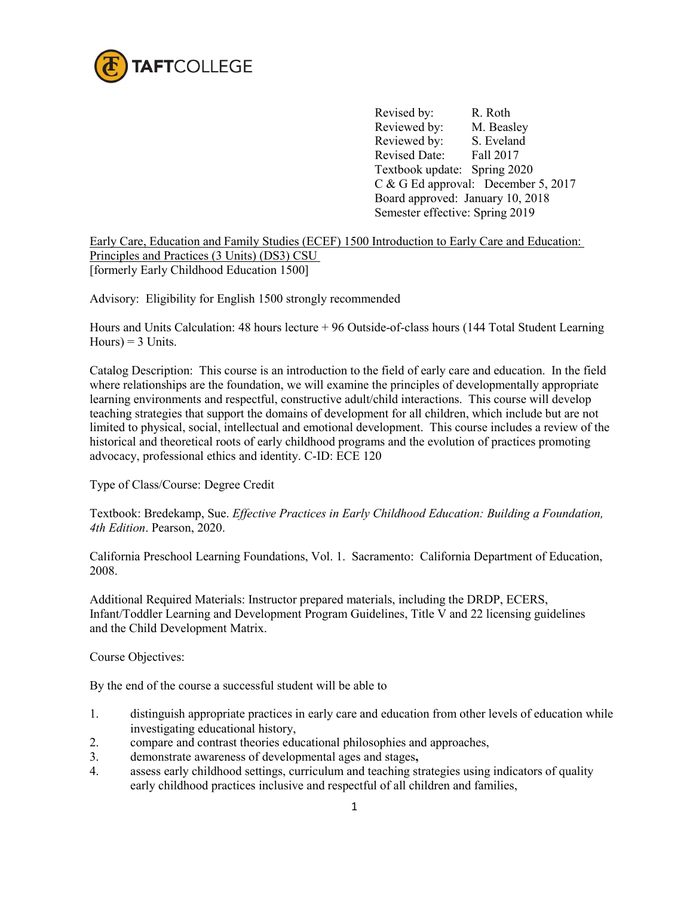TAFTCOLLEGE

Revised by: R. Roth
Reviewed by: M. Beasley
Reviewed by: S. Eveland
Revised Date: Fall 2017
Textbook update: Spring 2020
C & G Ed approval: December 5, 2017
Board approved: January 10, 2018
Semester effective: Spring 2019

Early Care, Education and Family Studies (ECEF) 1500 Introduction to Early Care and Education: Principles and Practices (3 Units) (DS3) CSU
[formerly Early Childhood Education 1500]

Advisory: Eligibility for English 1500 strongly recommended

Hours and Units Calculation: 48 hours lecture + 96 Outside-of-class hours (144 Total Student Learning Hours) = 3 Units.

Catalog Description: This course is an introduction to the field of early care and education. In the field where relationships are the foundation, we will examine the principles of developmentally appropriate learning environments and respectful, constructive adult/child interactions. This course will develop teaching strategies that support the domains of development for all children, which include but are not limited to physical, social, intellectual and emotional development. This course includes a review of the historical and theoretical roots of early childhood programs and the evolution of practices promoting advocacy, professional ethics and identity. C-ID: ECE 120

Type of Class/Course: Degree Credit

Textbook: Bredekamp, Sue. *Effective Practices in Early Childhood Education: Building a Foundation, 4th Edition*. Pearson, 2020.

California Preschool Learning Foundations, Vol. 1. Sacramento: California Department of Education, 2008.

Additional Required Materials: Instructor prepared materials, including the DRDP, ECERS, Infant/Toddler Learning and Development Program Guidelines, Title V and 22 licensing guidelines and the Child Development Matrix.

Course Objectives:

By the end of the course a successful student will be able to

1. distinguish appropriate practices in early care and education from other levels of education while investigating educational history,
2. compare and contrast theories educational philosophies and approaches,
3. demonstrate awareness of developmental ages and stages**,**
4. assess early childhood settings, curriculum and teaching strategies using indicators of quality early childhood practices inclusive and respectful of all children and families,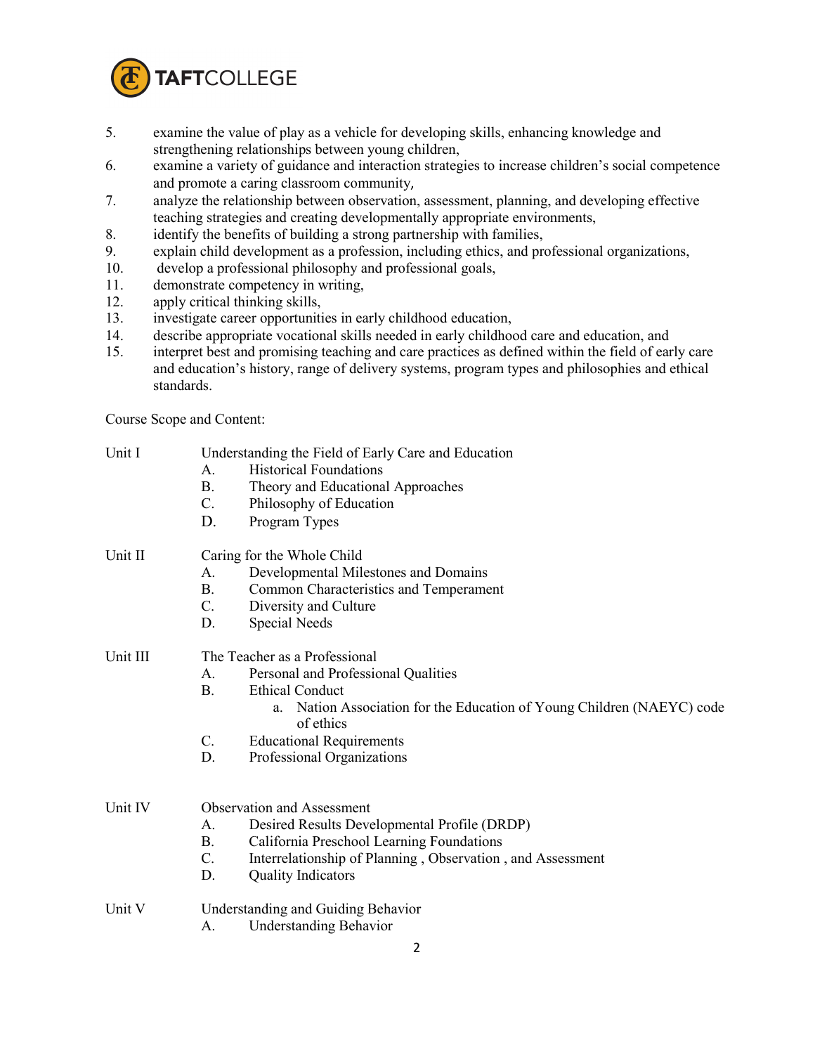5. examine the value of play as a vehicle for developing skills, enhancing knowledge and strengthening relationships between young children,
6. examine a variety of guidance and interaction strategies to increase children's social competence and promote a caring classroom community,
7. analyze the relationship between observation, assessment, planning, and developing effective teaching strategies and creating developmentally appropriate environments,
8. identify the benefits of building a strong partnership with families,
9. explain child development as a profession, including ethics, and professional organizations,
10. develop a professional philosophy and professional goals,
11. demonstrate competency in writing,
12. apply critical thinking skills,
13. investigate career opportunities in early childhood education,
14. describe appropriate vocational skills needed in early childhood care and education, and
15. interpret best and promising teaching and care practices as defined within the field of early care and education's history, range of delivery systems, program types and philosophies and ethical standards.

Course Scope and Content:

Unit I Understanding the Field of Early Care and Education

- A. Historical Foundations
- B. Theory and Educational Approaches
- C. Philosophy of Education
- D. Program Types

Unit II Caring for the Whole Child

- A. Developmental Milestones and Domains
- B. Common Characteristics and Temperament
- C. Diversity and Culture
- D. Special Needs

Unit III The Teacher as a Professional

- A. Personal and Professional Qualities
- B. Ethical Conduct
  - a. Nation Association for the Education of Young Children (NAEYC) code of ethics
- C. Educational Requirements
- D. Professional Organizations

Unit IV Observation and Assessment

- A. Desired Results Developmental Profile (DRDP)
- B. California Preschool Learning Foundations
- C. Interrelationship of Planning , Observation , and Assessment
- D. Quality Indicators

Unit V Understanding and Guiding Behavior

- A. Understanding Behavior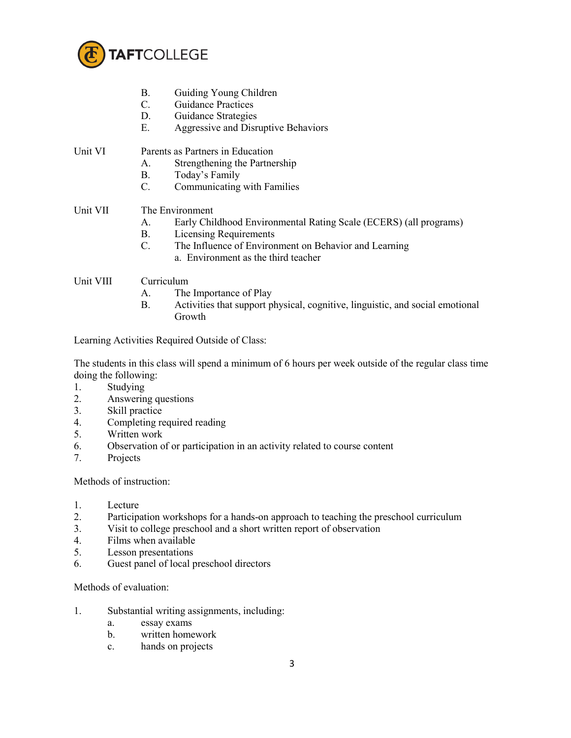B. Guiding Young Children
C. Guidance Practices
D. Guidance Strategies
E. Aggressive and Disruptive Behaviors

Unit VI Parents as Partners in Education
A. Strengthening the Partnership
B. Today's Family
C. Communicating with Families

Unit VII The Environment
A. Early Childhood Environmental Rating Scale (ECERS) (all programs)
B. Licensing Requirements
C. The Influence of Environment on Behavior and Learning
a. Environment as the third teacher

Unit VIII Curriculum
A. The Importance of Play
B. Activities that support physical, cognitive, linguistic, and social emotional Growth

Learning Activities Required Outside of Class:

The students in this class will spend a minimum of 6 hours per week outside of the regular class time doing the following:

1. Studying
2. Answering questions
3. Skill practice
4. Completing required reading
5. Written work
6. Observation of or participation in an activity related to course content
7. Projects

Methods of instruction:

1. Lecture
2. Participation workshops for a hands-on approach to teaching the preschool curriculum
3. Visit to college preschool and a short written report of observation
4. Films when available
5. Lesson presentations
6. Guest panel of local preschool directors

Methods of evaluation:

1. Substantial writing assignments, including:
   a. essay exams
   b. written homework
   c. hands on projects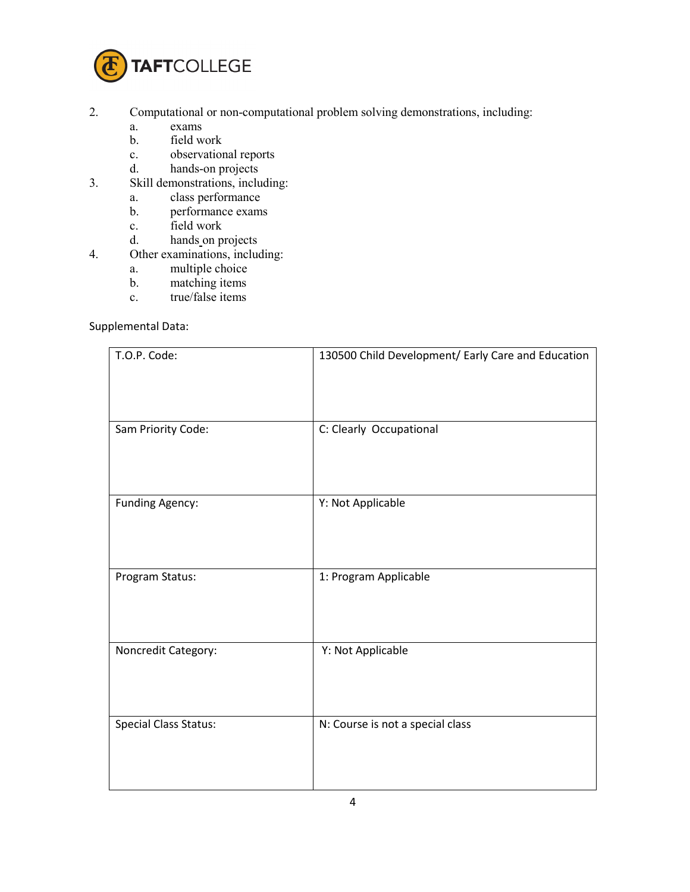2. Computational or non-computational problem solving demonstrations, including:
    a. exams
    b. field work
    c. observational reports
    d. hands-on projects
3. Skill demonstrations, including:
    a. class performance
    b. performance exams
    c. field work
    d. hands on projects
4. Other examinations, including:
    a. multiple choice
    b. matching items
    c. true/false items

Supplemental Data:

| | |
|---|---|
| T.O.P. Code: | 130500 Child Development/ Early Care and Education |
| Sam Priority Code: | C: Clearly Occupational |
| Funding Agency: | Y: Not Applicable |
| Program Status: | 1: Program Applicable |
| Noncredit Category: | Y: Not Applicable |
| Special Class Status: | N: Course is not a special class |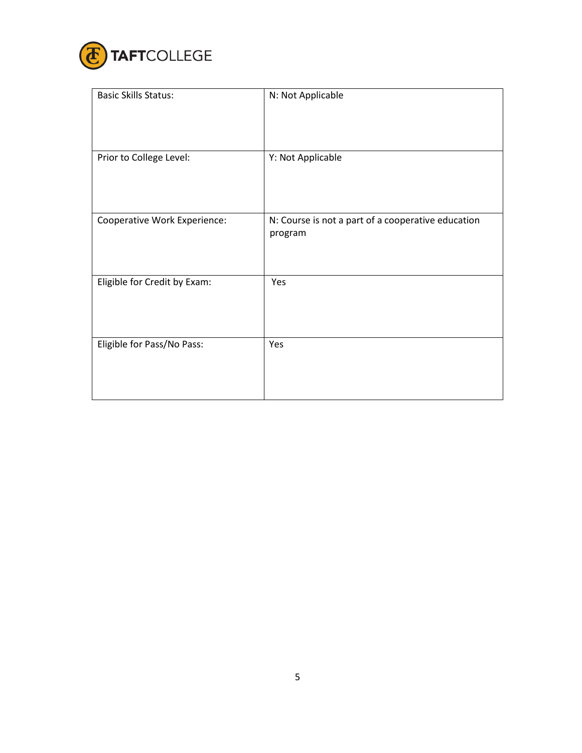| | |
|---|---|
| Basic Skills Status: | N: Not Applicable |
| Prior to College Level: | Y: Not Applicable |
| Cooperative Work Experience: | N: Course is not a part of a cooperative education program |
| Eligible for Credit by Exam: | Yes |
| Eligible for Pass/No Pass: | Yes |